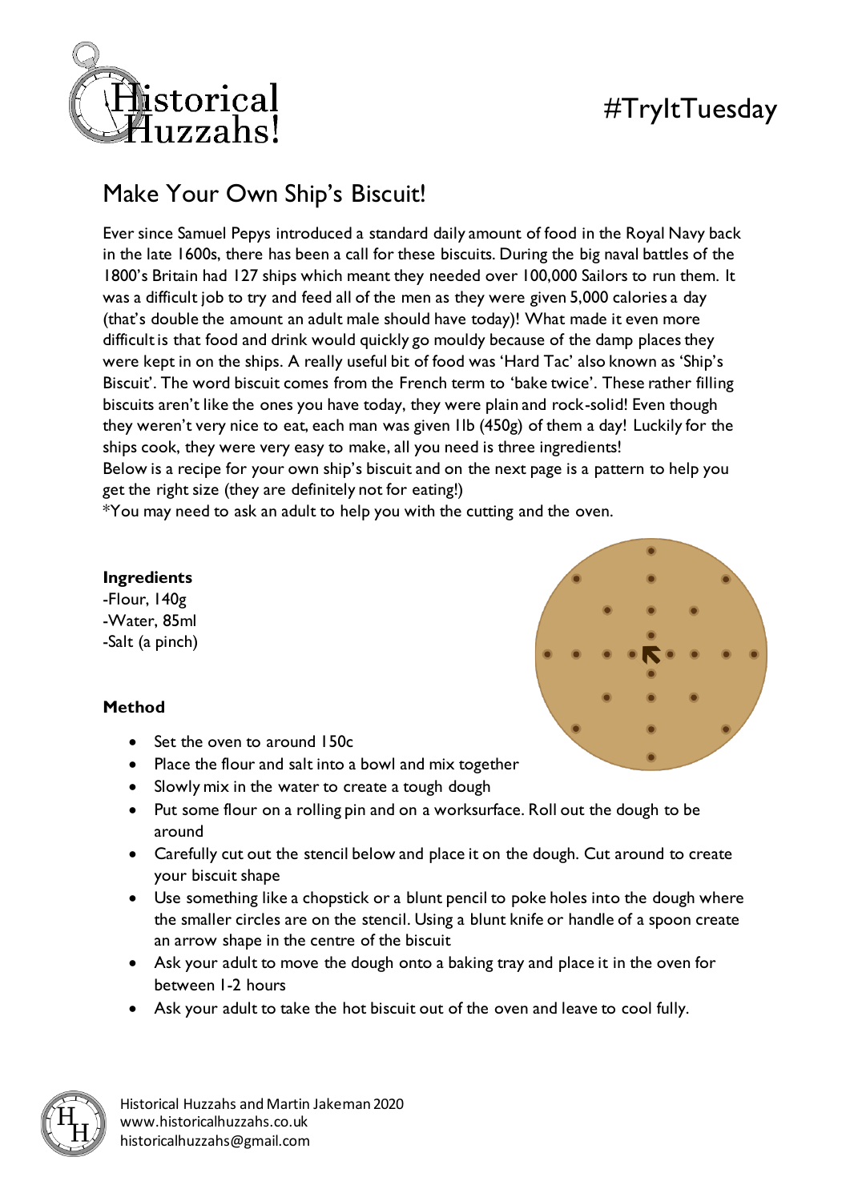# Historical Huzzahs!

#TryItTuesday

## Make Your Own Ship's Biscuit!

Ever since Samuel Pepys introduced a standard daily amount of food in the Royal Navy back in the late 1600s, there has been a call for these biscuits. During the big naval battles of the 1800's Britain had 127 ships which meant they needed over 100,000 Sailors to run them. It was a difficult job to try and feed all of the men as they were given 5,000 calories a day (that's double the amount an adult male should have today)! What made it even more difficult is that food and drink would quickly go mouldy because of the damp places they were kept in on the ships. A really useful bit of food was 'Hard Tac' also known as 'Ship's Biscuit'. The word biscuit comes from the French term to 'bake twice'. These rather filling biscuits aren't like the ones you have today, they were plain and rock-solid! Even though they weren't very nice to eat, each man was given 1lb (450g) of them a day! Luckily for the ships cook, they were very easy to make, all you need is three ingredients!
Below is a recipe for your own ship's biscuit and on the next page is a pattern to help you get the right size (they are definitely not for eating!)
*You may need to ask an adult to help you with the cutting and the oven.

**Ingredients**

-Flour, 140g
-Water, 85ml
-Salt (a pinch)

**Method**

- Set the oven to around 150c
- Place the flour and salt into a bowl and mix together
- Slowly mix in the water to create a tough dough
- Put some flour on a rolling pin and on a worksurface. Roll out the dough to be around
- Carefully cut out the stencil below and place it on the dough. Cut around to create your biscuit shape
- Use something like a chopstick or a blunt pencil to poke holes into the dough where the smaller circles are on the stencil. Using a blunt knife or handle of a spoon create an arrow shape in the centre of the biscuit
- Ask your adult to move the dough onto a baking tray and place it in the oven for between 1-2 hours
- Ask your adult to take the hot biscuit out of the oven and leave to cool fully.

Historical Huzzahs and Martin Jakeman 2020
www.historicalhuzzahs.co.uk
historicalhuzzahs@gmail.com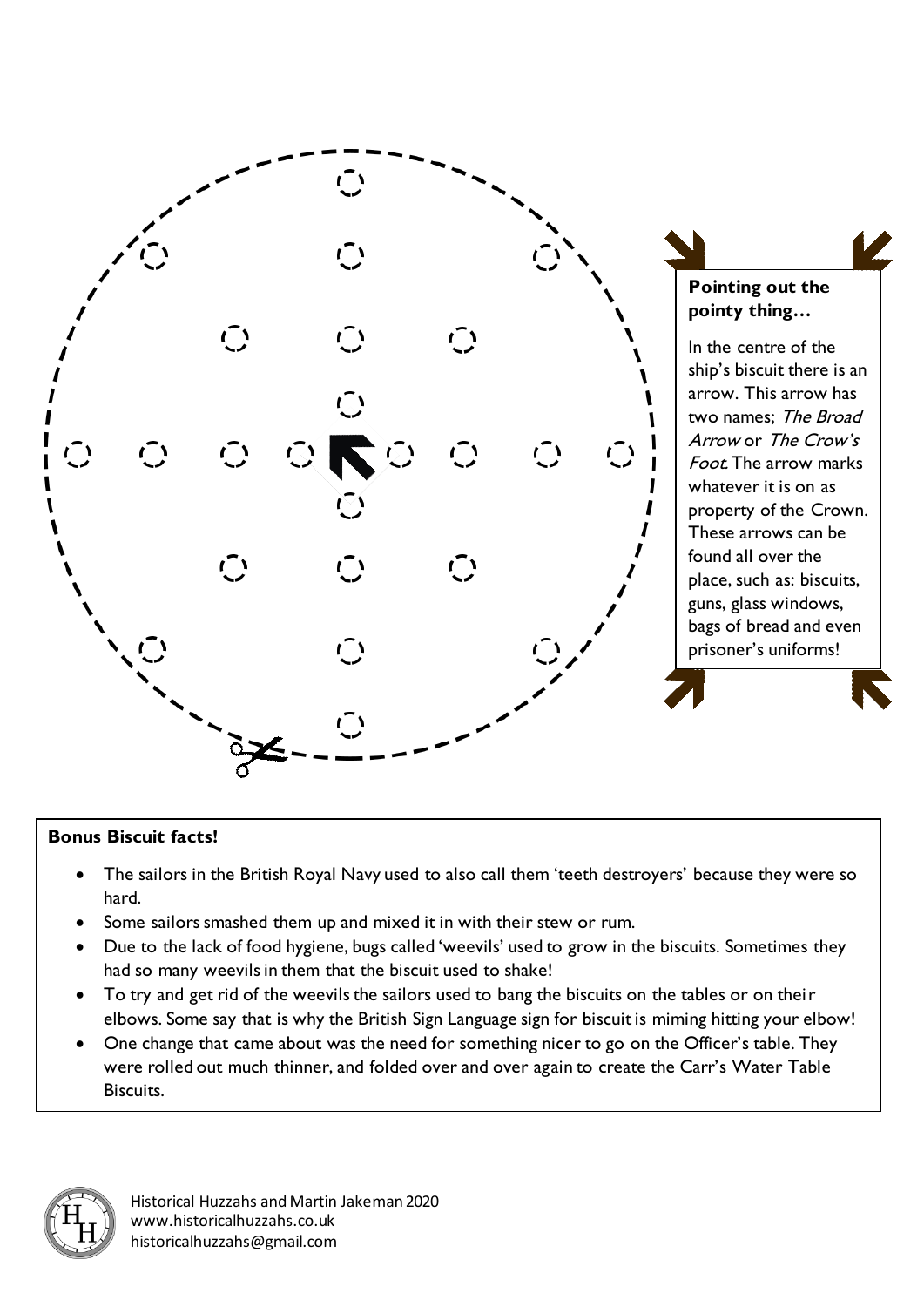**Pointing out the pointy thing…**

In the centre of the ship's biscuit there is an arrow. This arrow has two names; *The Broad Arrow* or *The Crow's Foot*. The arrow marks whatever it is on as property of the Crown. These arrows can be found all over the place, such as: biscuits, guns, glass windows, bags of bread and even prisoner's uniforms!

**Bonus Biscuit facts!**

- The sailors in the British Royal Navy used to also call them 'teeth destroyers' because they were so hard.
- Some sailors smashed them up and mixed it in with their stew or rum.
- Due to the lack of food hygiene, bugs called 'weevils' used to grow in the biscuits. Sometimes they had so many weevils in them that the biscuit used to shake!
- To try and get rid of the weevils the sailors used to bang the biscuits on the tables or on their elbows. Some say that is why the British Sign Language sign for biscuit is miming hitting your elbow!
- One change that came about was the need for something nicer to go on the Officer's table. They were rolled out much thinner, and folded over and over again to create the Carr's Water Table Biscuits.

Historical Huzzahs and Martin Jakeman 2020
www.historicalhuzzahs.co.uk
historicalhuzzahs@gmail.com